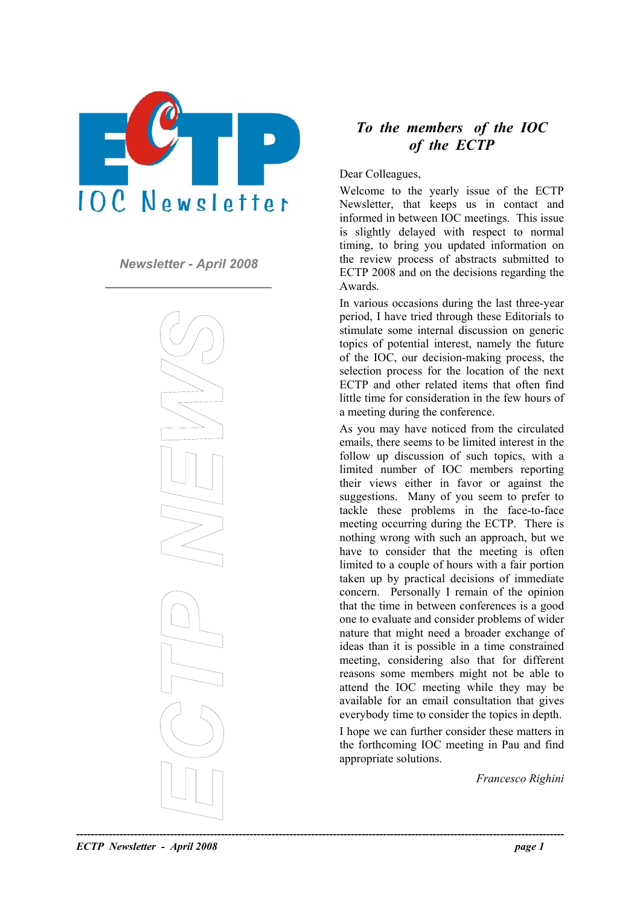# ECTP IOC Newsletter

*Newsletter - April 2008*

ECTP NEWS

## *To the members of the IOC of the ECTP*

Dear Colleagues,

Welcome to the yearly issue of the ECTP Newsletter, that keeps us in contact and informed in between IOC meetings. This issue is slightly delayed with respect to normal timing, to bring you updated information on the review process of abstracts submitted to ECTP 2008 and on the decisions regarding the Awards.

In various occasions during the last three-year period, I have tried through these Editorials to stimulate some internal discussion on generic topics of potential interest, namely the future of the IOC, our decision-making process, the selection process for the location of the next ECTP and other related items that often find little time for consideration in the few hours of a meeting during the conference.

As you may have noticed from the circulated emails, there seems to be limited interest in the follow up discussion of such topics, with a limited number of IOC members reporting their views either in favor or against the suggestions. Many of you seem to prefer to tackle these problems in the face-to-face meeting occurring during the ECTP. There is nothing wrong with such an approach, but we have to consider that the meeting is often limited to a couple of hours with a fair portion taken up by practical decisions of immediate concern. Personally I remain of the opinion that the time in between conferences is a good one to evaluate and consider problems of wider nature that might need a broader exchange of ideas than it is possible in a time constrained meeting, considering also that for different reasons some members might not be able to attend the IOC meeting while they may be available for an email consultation that gives everybody time to consider the topics in depth.

I hope we can further consider these matters in the forthcoming IOC meeting in Pau and find appropriate solutions.

*Francesco Righini*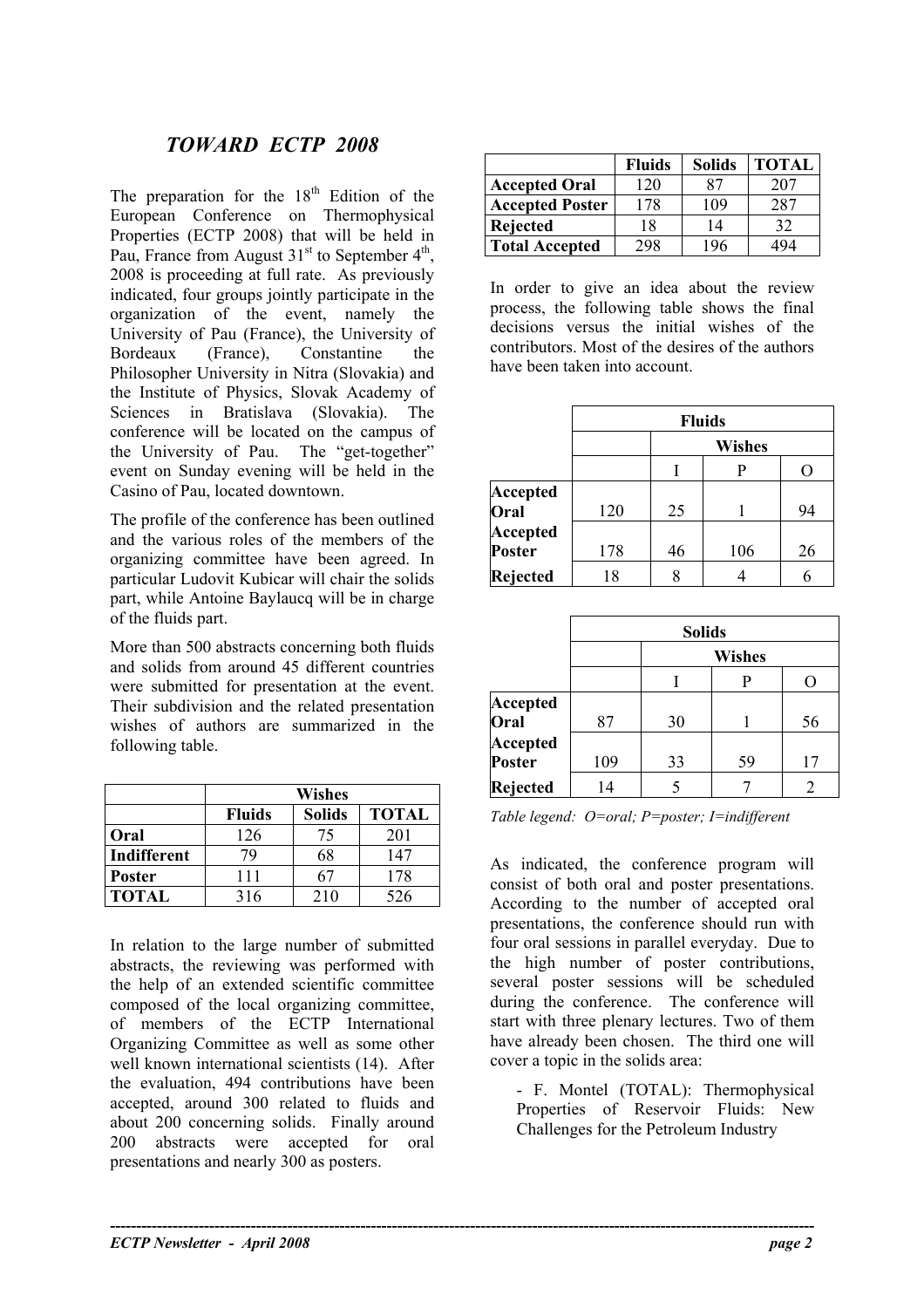## *TOWARD ECTP 2008*

The preparation for the 18th Edition of the European Conference on Thermophysical Properties (ECTP 2008) that will be held in Pau, France from August 31st to September 4th, 2008 is proceeding at full rate. As previously indicated, four groups jointly participate in the organization of the event, namely the University of Pau (France), the University of Bordeaux (France), Constantine the Philosopher University in Nitra (Slovakia) and the Institute of Physics, Slovak Academy of Sciences in Bratislava (Slovakia). The conference will be located on the campus of the University of Pau. The "get-together" event on Sunday evening will be held in the Casino of Pau, located downtown.

The profile of the conference has been outlined and the various roles of the members of the organizing committee have been agreed. In particular Ludovit Kubicar will chair the solids part, while Antoine Baylaucq will be in charge of the fluids part.

More than 500 abstracts concerning both fluids and solids from around 45 different countries were submitted for presentation at the event. Their subdivision and the related presentation wishes of authors are summarized in the following table.

| | Wishes | | |
|---|---|---|---|
| | **Fluids** | **Solids** | **TOTAL** |
| **Oral** | 126 | 75 | 201 |
| **Indifferent** | 79 | 68 | 147 |
| **Poster** | 111 | 67 | 178 |
| **TOTAL** | 316 | 210 | 526 |

In relation to the large number of submitted abstracts, the reviewing was performed with the help of an extended scientific committee composed of the local organizing committee, of members of the ECTP International Organizing Committee as well as some other well known international scientists (14). After the evaluation, 494 contributions have been accepted, around 300 related to fluids and about 200 concerning solids. Finally around 200 abstracts were accepted for oral presentations and nearly 300 as posters.

| | **Fluids** | **Solids** | **TOTAL** |
|---|---|---|---|
| **Accepted Oral** | 120 | 87 | 207 |
| **Accepted Poster** | 178 | 109 | 287 |
| **Rejected** | 18 | 14 | 32 |
| **Total Accepted** | 298 | 196 | 494 |

In order to give an idea about the review process, the following table shows the final decisions versus the initial wishes of the contributors. Most of the desires of the authors have been taken into account.

| | **Fluids** | | | |
|---|---|---|---|---|
| | | **Wishes** | | |
| | | I | P | O |
| **Accepted Oral** | 120 | 25 | 1 | 94 |
| **Accepted Poster** | 178 | 46 | 106 | 26 |
| **Rejected** | 18 | 8 | 4 | 6 |

| | **Solids** | | | |
|---|---|---|---|---|
| | | **Wishes** | | |
| | | I | P | O |
| **Accepted Oral** | 87 | 30 | 1 | 56 |
| **Accepted Poster** | 109 | 33 | 59 | 17 |
| **Rejected** | 14 | 5 | 7 | 2 |

*Table legend: O=oral; P=poster; I=indifferent*

As indicated, the conference program will consist of both oral and poster presentations. According to the number of accepted oral presentations, the conference should run with four oral sessions in parallel everyday. Due to the high number of poster contributions, several poster sessions will be scheduled during the conference. The conference will start with three plenary lectures. Two of them have already been chosen. The third one will cover a topic in the solids area:

- F. Montel (TOTAL): Thermophysical Properties of Reservoir Fluids: New Challenges for the Petroleum Industry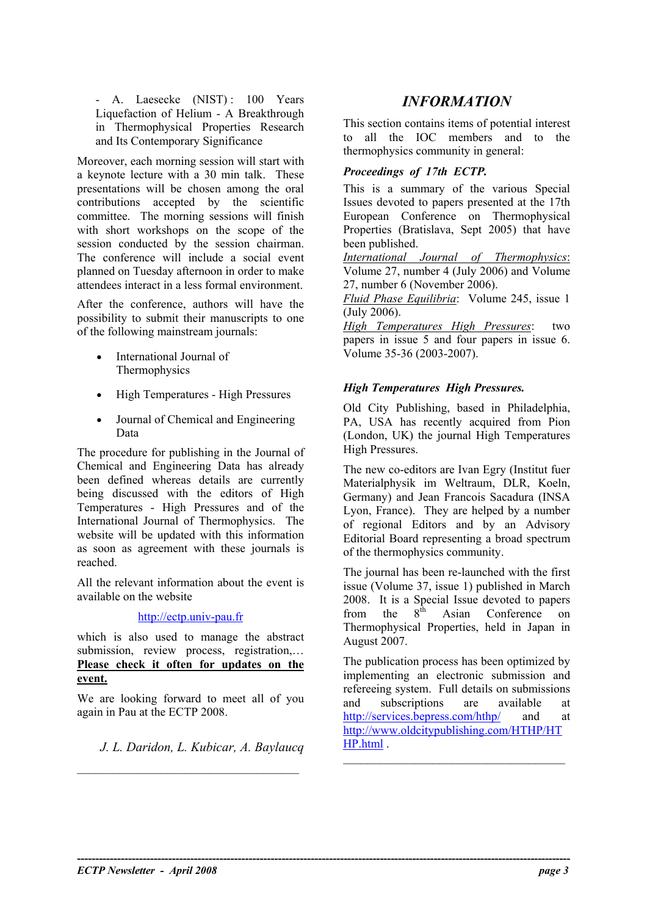- A. Laesecke (NIST) : 100 Years Liquefaction of Helium - A Breakthrough in Thermophysical Properties Research and Its Contemporary Significance

Moreover, each morning session will start with a keynote lecture with a 30 min talk. These presentations will be chosen among the oral contributions accepted by the scientific committee. The morning sessions will finish with short workshops on the scope of the session conducted by the session chairman. The conference will include a social event planned on Tuesday afternoon in order to make attendees interact in a less formal environment.

After the conference, authors will have the possibility to submit their manuscripts to one of the following mainstream journals:

- International Journal of Thermophysics
- High Temperatures - High Pressures
- Journal of Chemical and Engineering Data

The procedure for publishing in the Journal of Chemical and Engineering Data has already been defined whereas details are currently being discussed with the editors of High Temperatures - High Pressures and of the International Journal of Thermophysics. The website will be updated with this information as soon as agreement with these journals is reached.

All the relevant information about the event is available on the website

http://ectp.univ-pau.fr

which is also used to manage the abstract submission, review process, registration,… **Please check it often for updates on the event.**

We are looking forward to meet all of you again in Pau at the ECTP 2008.

*J. L. Daridon, L. Kubicar, A. Baylaucq*

---

# *INFORMATION*

This section contains items of potential interest to all the IOC members and to the thermophysics community in general:

***Proceedings of 17th ECTP.***

This is a summary of the various Special Issues devoted to papers presented at the 17th European Conference on Thermophysical Properties (Bratislava, Sept 2005) that have been published.

*International Journal of Thermophysics*: Volume 27, number 4 (July 2006) and Volume 27, number 6 (November 2006).

*Fluid Phase Equilibria*: Volume 245, issue 1 (July 2006).

*High Temperatures High Pressures*: two papers in issue 5 and four papers in issue 6. Volume 35-36 (2003-2007).

***High Temperatures High Pressures.***

Old City Publishing, based in Philadelphia, PA, USA has recently acquired from Pion (London, UK) the journal High Temperatures High Pressures.

The new co-editors are Ivan Egry (Institut fuer Materialphysik im Weltraum, DLR, Koeln, Germany) and Jean Francois Sacadura (INSA Lyon, France). They are helped by a number of regional Editors and by an Advisory Editorial Board representing a broad spectrum of the thermophysics community.

The journal has been re-launched with the first issue (Volume 37, issue 1) published in March 2008. It is a Special Issue devoted to papers from the 8th Asian Conference on Thermophysical Properties, held in Japan in August 2007.

The publication process has been optimized by implementing an electronic submission and refereeing system. Full details on submissions and subscriptions are available at http://services.bepress.com/hthp/ and at http://www.oldcitypublishing.com/HTHP/HTHP.html .

---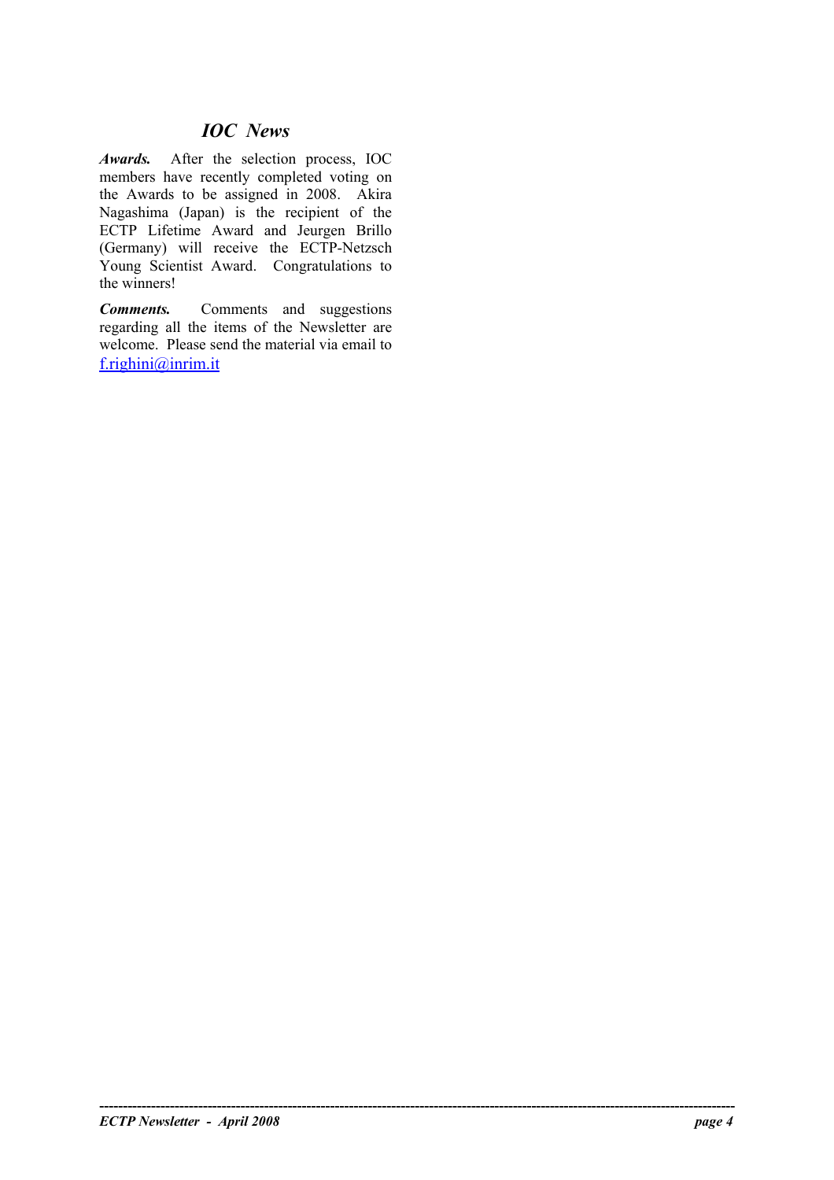## *IOC News*

***Awards.*** After the selection process, IOC members have recently completed voting on the Awards to be assigned in 2008. Akira Nagashima (Japan) is the recipient of the ECTP Lifetime Award and Jeurgen Brillo (Germany) will receive the ECTP-Netzsch Young Scientist Award. Congratulations to the winners!

***Comments.*** Comments and suggestions regarding all the items of the Newsletter are welcome. Please send the material via email to f.righini@inrim.it